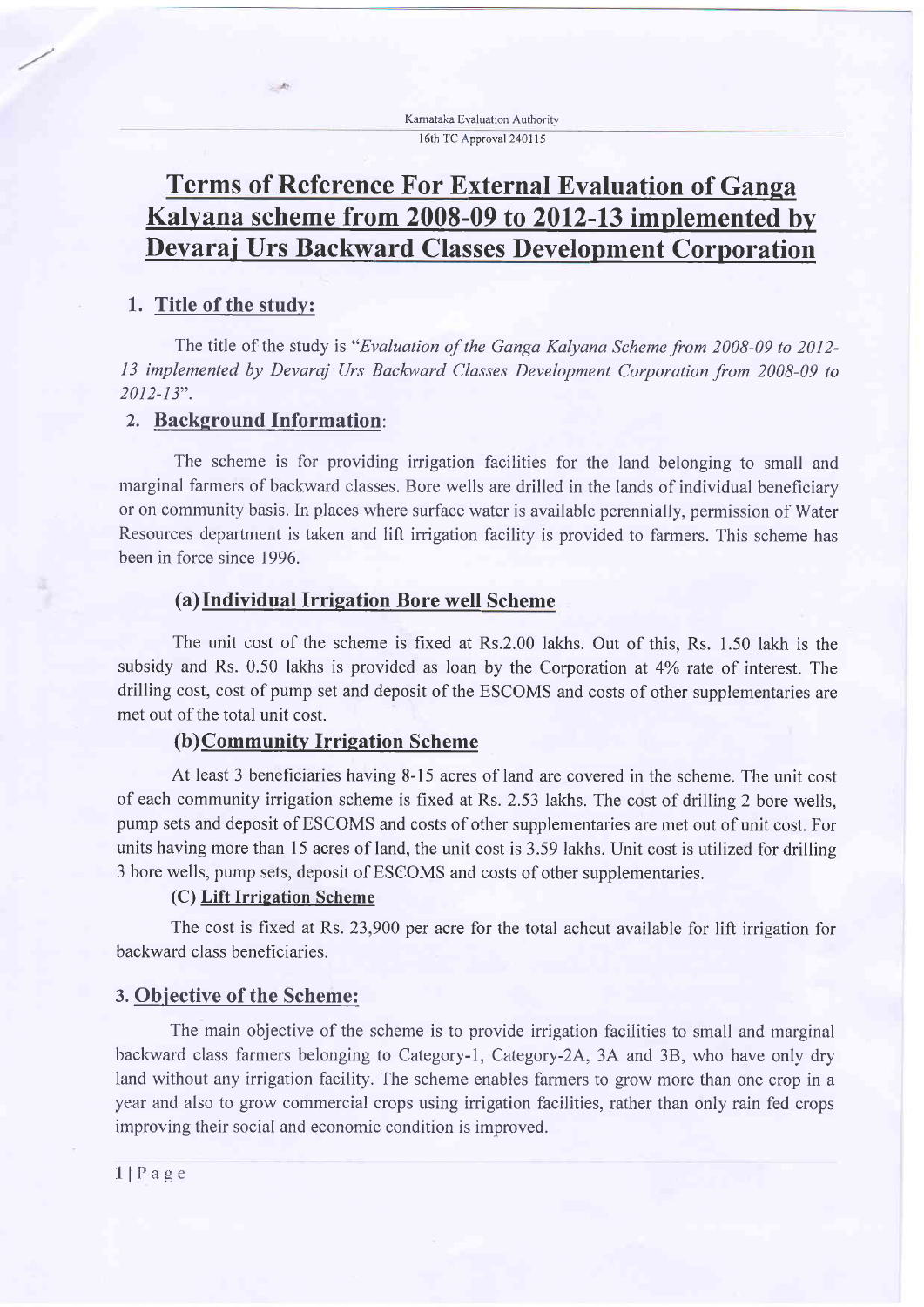# Terms of Reference For External Evaluation of Ganga Kalyana scheme from 2008-09 to 2012-13 implemented by Devaraj Urs Backward Classes Development Corporation

## 1. Title of the study:

The title of the study is "*Evaluation of the Ganga Kalyana Scheme from 2008-09 to 2012-13 implemented by Devaraj Urs Backward Classes Development Corporation from 2008-09 to 2012-13*".

## 2. Background Information:

The scheme is for providing irrigation facilities for the land belonging to small and marginal farmers of backward classes. Bore wells are drilled in the lands of individual beneficiary or on community basis. In places where surface water is available perennially, permission of Water Resources department is taken and lift irrigation facility is provided to farmers. This scheme has been in force since 1996.

### (a) Individual Irrigation Bore well Scheme

The unit cost of the scheme is fixed at Rs.2.00 lakhs. Out of this, Rs. 1.50 lakh is the subsidy and Rs. 0.50 lakhs is provided as loan by the Corporation at 4% rate of interest. The drilling cost, cost of pump set and deposit of the ESCOMS and costs of other supplementaries are met out of the total unit cost.

### (b) Community Irrigation Scheme

At least 3 beneficiaries having 8-15 acres of land are covered in the scheme. The unit cost of each community irrigation scheme is fixed at Rs. 2.53 lakhs. The cost of drilling 2 bore wells, pump sets and deposit of ESCOMS and costs of other supplementaries are met out of unit cost. For units having more than 15 acres of land, the unit cost is 3.59 lakhs. Unit cost is utilized for drilling 3 bore wells, pump sets, deposit of ESCOMS and costs of other supplementaries.

### (C) Lift Irrigation Scheme

The cost is fixed at Rs. 23,900 per acre for the total achcut available for lift irrigation for backward class beneficiaries.

## 3. Objective of the Scheme:

The main objective of the scheme is to provide irrigation facilities to small and marginal backward class farmers belonging to Category-1, Category-2A, 3A and 3B, who have only dry land without any irrigation facility. The scheme enables farmers to grow more than one crop in a year and also to grow commercial crops using irrigation facilities, rather than only rain fed crops improving their social and economic condition is improved.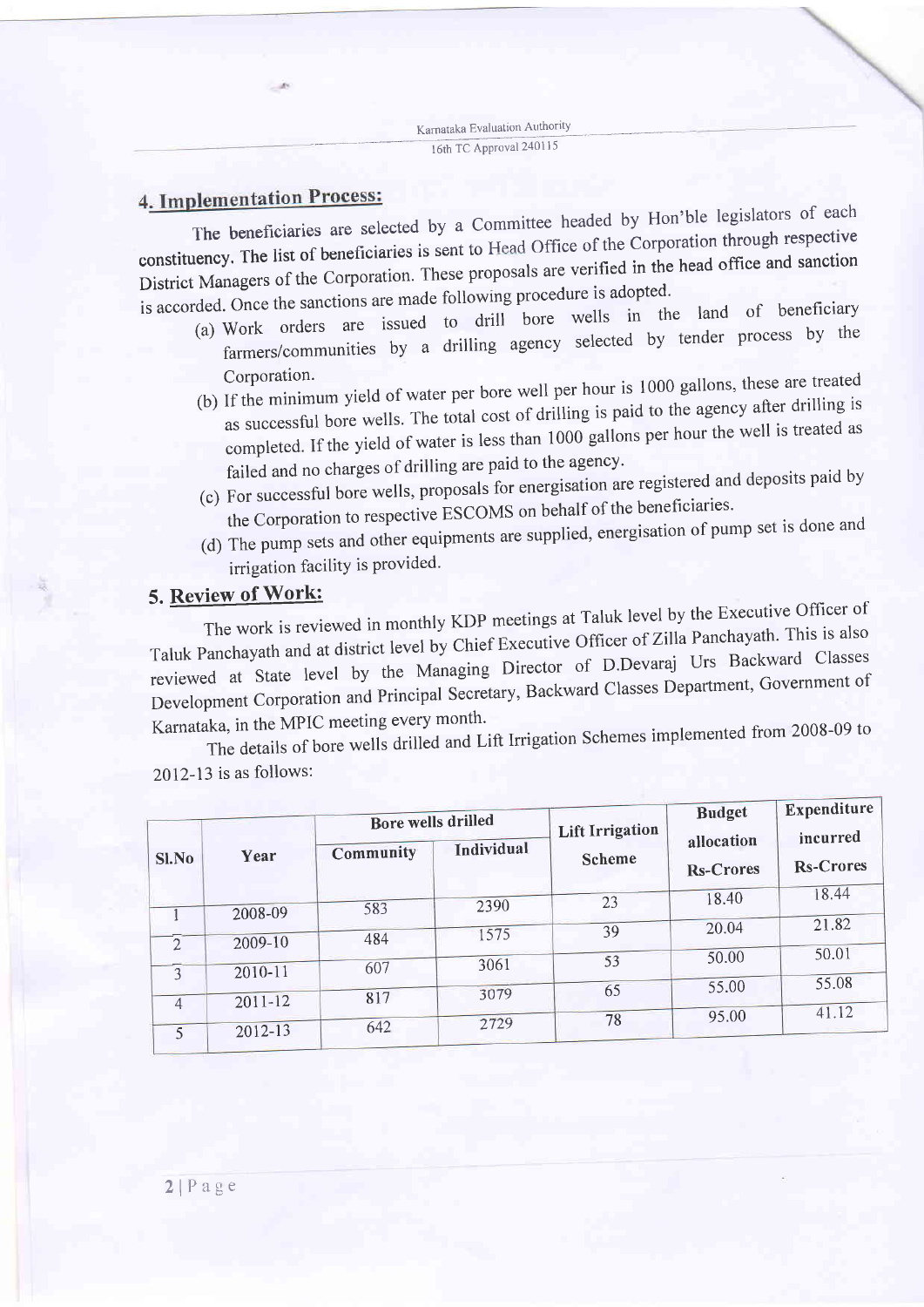## 4. Implementation Process:

The beneficiaries are selected by a Committee headed by Hon'ble legislators of each constituency. The list of beneficiaries is sent to Head Office of the Corporation through respective District Managers of the Corporation. These proposals are verified in the head office and sanction is accorded. Once the sanctions are made following procedure is adopted.

(a) Work orders are issued to drill bore wells in the land of beneficiary farmers/communities by a drilling agency selected by tender process by the Corporation.

(b) If the minimum yield of water per bore well per hour is 1000 gallons, these are treated as successful bore wells. The total cost of drilling is paid to the agency after drilling is completed. If the yield of water is less than 1000 gallons per hour the well is treated as failed and no charges of drilling are paid to the agency.

(c) For successful bore wells, proposals for energisation are registered and deposits paid by the Corporation to respective ESCOMS on behalf of the beneficiaries.

(d) The pump sets and other equipments are supplied, energisation of pump set is done and irrigation facility is provided.

## 5. Review of Work:

The work is reviewed in monthly KDP meetings at Taluk level by the Executive Officer of Taluk Panchayath and at district level by Chief Executive Officer of Zilla Panchayath. This is also reviewed at State level by the Managing Director of D.Devaraj Urs Backward Classes Development Corporation and Principal Secretary, Backward Classes Department, Government of Karnataka, in the MPIC meeting every month.

The details of bore wells drilled and Lift Irrigation Schemes implemented from 2008-09 to 2012-13 is as follows:

| Sl.No | Year | Bore wells drilled | | Lift Irrigation Scheme | Budget allocation Rs-Crores | Expenditure incurred Rs-Crores |
|---|---|---|---|---|---|---|
| | | Community | Individual | | | |
| 1 | 2008-09 | 583 | 2390 | 23 | 18.40 | 18.44 |
| 2 | 2009-10 | 484 | 1575 | 39 | 20.04 | 21.82 |
| 3 | 2010-11 | 607 | 3061 | 53 | 50.00 | 50.01 |
| 4 | 2011-12 | 817 | 3079 | 65 | 55.00 | 55.08 |
| 5 | 2012-13 | 642 | 2729 | 78 | 95.00 | 41.12 |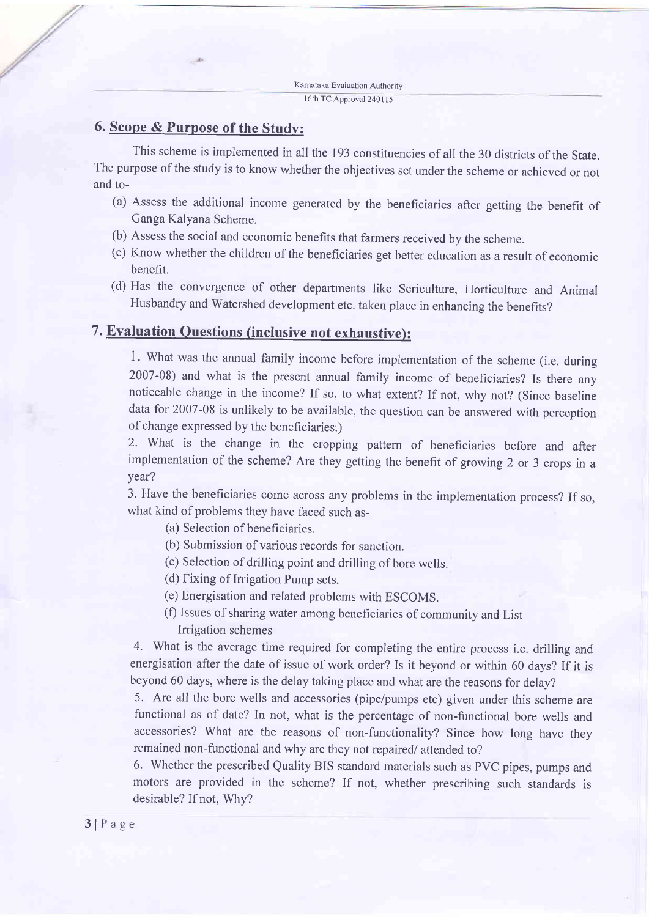## 6. Scope & Purpose of the Study:

This scheme is implemented in all the 193 constituencies of all the 30 districts of the State. The purpose of the study is to know whether the objectives set under the scheme or achieved or not and to-

(a) Assess the additional income generated by the beneficiaries after getting the benefit of Ganga Kalyana Scheme.

(b) Assess the social and economic benefits that farmers received by the scheme.

(c) Know whether the children of the beneficiaries get better education as a result of economic benefit.

(d) Has the convergence of other departments like Sericulture, Horticulture and Animal Husbandry and Watershed development etc. taken place in enhancing the benefits?

## 7. Evaluation Questions (inclusive not exhaustive):

1. What was the annual family income before implementation of the scheme (i.e. during 2007-08) and what is the present annual family income of beneficiaries? Is there any noticeable change in the income? If so, to what extent? If not, why not? (Since baseline data for 2007-08 is unlikely to be available, the question can be answered with perception of change expressed by the beneficiaries.)

2. What is the change in the cropping pattern of beneficiaries before and after implementation of the scheme? Are they getting the benefit of growing 2 or 3 crops in a year?

3. Have the beneficiaries come across any problems in the implementation process? If so, what kind of problems they have faced such as-

   (a) Selection of beneficiaries.

   (b) Submission of various records for sanction.

   (c) Selection of drilling point and drilling of bore wells.

   (d) Fixing of Irrigation Pump sets.

   (e) Energisation and related problems with ESCOMS.

   (f) Issues of sharing water among beneficiaries of community and List Irrigation schemes

4. What is the average time required for completing the entire process i.e. drilling and energisation after the date of issue of work order? Is it beyond or within 60 days? If it is beyond 60 days, where is the delay taking place and what are the reasons for delay?

5. Are all the bore wells and accessories (pipe/pumps etc) given under this scheme are functional as of date? In not, what is the percentage of non-functional bore wells and accessories? What are the reasons of non-functionality? Since how long have they remained non-functional and why are they not repaired/ attended to?

6. Whether the prescribed Quality BIS standard materials such as PVC pipes, pumps and motors are provided in the scheme? If not, whether prescribing such standards is desirable? If not, Why?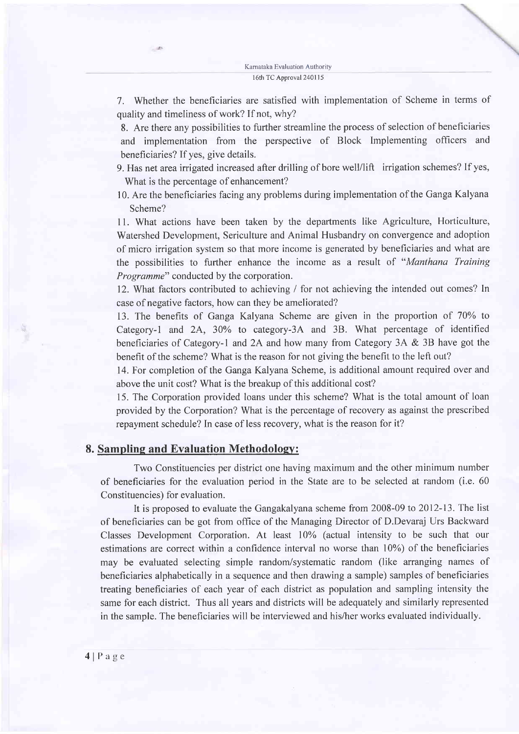7. Whether the beneficiaries are satisfied with implementation of Scheme in terms of quality and timeliness of work? If not, why?

8. Are there any possibilities to further streamline the process of selection of beneficiaries and implementation from the perspective of Block Implementing officers and beneficiaries? If yes, give details.

9. Has net area irrigated increased after drilling of bore well/lift irrigation schemes? If yes, What is the percentage of enhancement?

10. Are the beneficiaries facing any problems during implementation of the Ganga Kalyana Scheme?

11. What actions have been taken by the departments like Agriculture, Horticulture, Watershed Development, Sericulture and Animal Husbandry on convergence and adoption of micro irrigation system so that more income is generated by beneficiaries and what are the possibilities to further enhance the income as a result of "*Manthana Training Programme*" conducted by the corporation.

12. What factors contributed to achieving / for not achieving the intended out comes? In case of negative factors, how can they be ameliorated?

13. The benefits of Ganga Kalyana Scheme are given in the proportion of 70% to Category-1 and 2A, 30% to category-3A and 3B. What percentage of identified beneficiaries of Category-1 and 2A and how many from Category 3A & 3B have got the benefit of the scheme? What is the reason for not giving the benefit to the left out?

14. For completion of the Ganga Kalyana Scheme, is additional amount required over and above the unit cost? What is the breakup of this additional cost?

15. The Corporation provided loans under this scheme? What is the total amount of loan provided by the Corporation? What is the percentage of recovery as against the prescribed repayment schedule? In case of less recovery, what is the reason for it?

## 8. Sampling and Evaluation Methodology:

Two Constituencies per district one having maximum and the other minimum number of beneficiaries for the evaluation period in the State are to be selected at random (i.e. 60 Constituencies) for evaluation.

It is proposed to evaluate the Gangakalyana scheme from 2008-09 to 2012-13. The list of beneficiaries can be got from office of the Managing Director of D.Devaraj Urs Backward Classes Development Corporation. At least 10% (actual intensity to be such that our estimations are correct within a confidence interval no worse than 10%) of the beneficiaries may be evaluated selecting simple random/systematic random (like arranging names of beneficiaries alphabetically in a sequence and then drawing a sample) samples of beneficiaries treating beneficiaries of each year of each district as population and sampling intensity the same for each district. Thus all years and districts will be adequately and similarly represented in the sample. The beneficiaries will be interviewed and his/her works evaluated individually.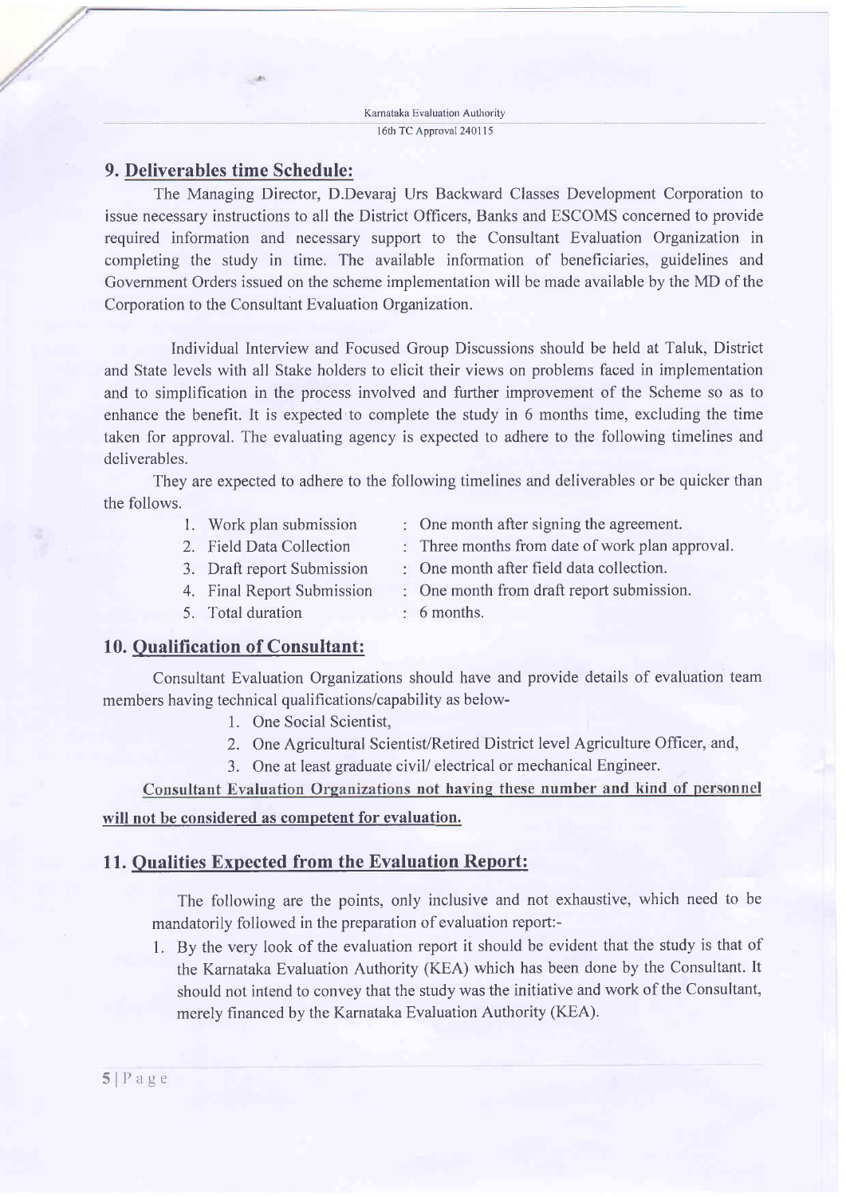## 9. Deliverables time Schedule:

The Managing Director, D.Devaraj Urs Backward Classes Development Corporation to issue necessary instructions to all the District Officers, Banks and ESCOMS concerned to provide required information and necessary support to the Consultant Evaluation Organization in completing the study in time. The available information of beneficiaries, guidelines and Government Orders issued on the scheme implementation will be made available by the MD of the Corporation to the Consultant Evaluation Organization.

Individual Interview and Focused Group Discussions should be held at Taluk, District and State levels with all Stake holders to elicit their views on problems faced in implementation and to simplification in the process involved and further improvement of the Scheme so as to enhance the benefit. It is expected to complete the study in 6 months time, excluding the time taken for approval. The evaluating agency is expected to adhere to the following timelines and deliverables.

They are expected to adhere to the following timelines and deliverables or be quicker than the follows.

1. Work plan submission : One month after signing the agreement.
2. Field Data Collection : Three months from date of work plan approval.
3. Draft report Submission : One month after field data collection.
4. Final Report Submission : One month from draft report submission.
5. Total duration : 6 months.

## 10. Qualification of Consultant:

Consultant Evaluation Organizations should have and provide details of evaluation team members having technical qualifications/capability as below-

1. One Social Scientist,
2. One Agricultural Scientist/Retired District level Agriculture Officer, and,
3. One at least graduate civil/ electrical or mechanical Engineer.

**Consultant Evaluation Organizations not having these number and kind of personnel will not be considered as competent for evaluation.**

## 11. Qualities Expected from the Evaluation Report:

The following are the points, only inclusive and not exhaustive, which need to be mandatorily followed in the preparation of evaluation report:-

1. By the very look of the evaluation report it should be evident that the study is that of the Karnataka Evaluation Authority (KEA) which has been done by the Consultant. It should not intend to convey that the study was the initiative and work of the Consultant, merely financed by the Karnataka Evaluation Authority (KEA).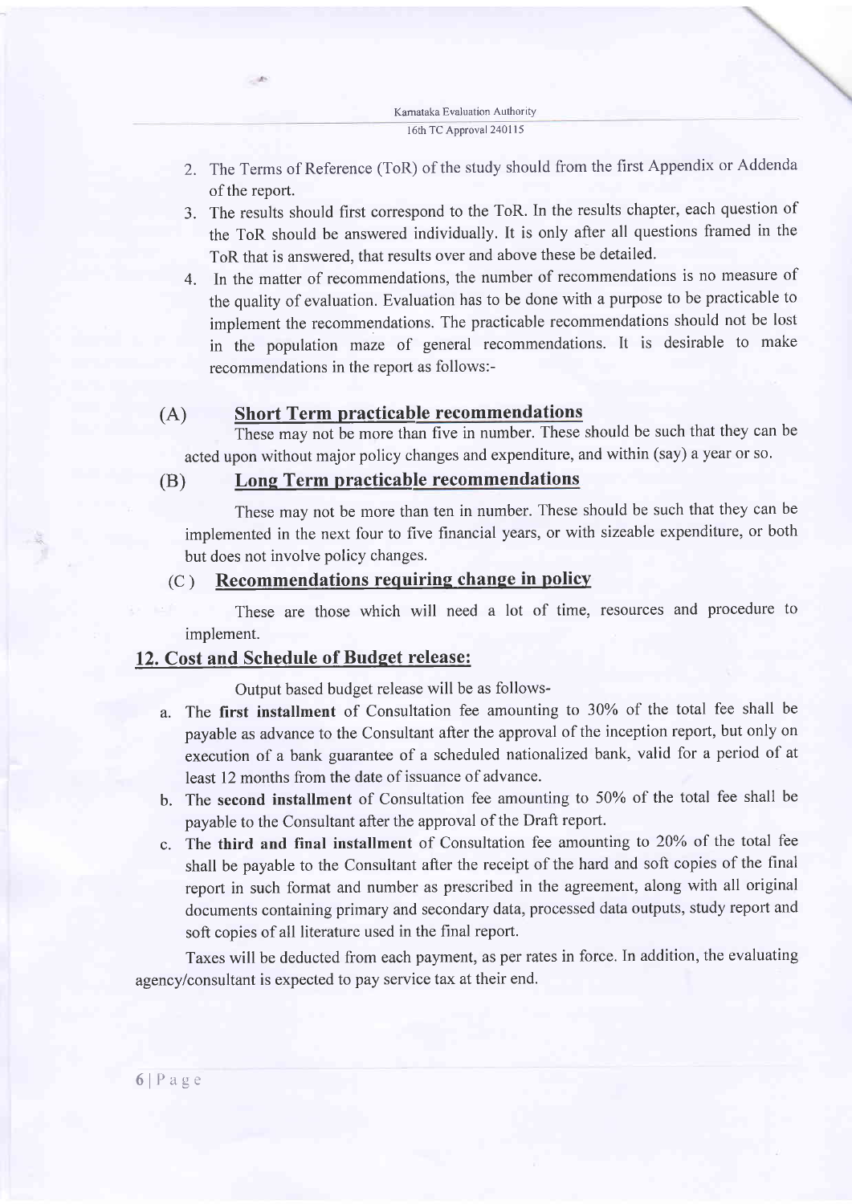2. The Terms of Reference (ToR) of the study should from the first Appendix or Addenda of the report.
3. The results should first correspond to the ToR. In the results chapter, each question of the ToR should be answered individually. It is only after all questions framed in the ToR that is answered, that results over and above these be detailed.
4. In the matter of recommendations, the number of recommendations is no measure of the quality of evaluation. Evaluation has to be done with a purpose to be practicable to implement the recommendations. The practicable recommendations should not be lost in the population maze of general recommendations. It is desirable to make recommendations in the report as follows:-

**(A) Short Term practicable recommendations**

These may not be more than five in number. These should be such that they can be acted upon without major policy changes and expenditure, and within (say) a year or so.

**(B) Long Term practicable recommendations**

These may not be more than ten in number. These should be such that they can be implemented in the next four to five financial years, or with sizeable expenditure, or both but does not involve policy changes.

**(C) Recommendations requiring change in policy**

These are those which will need a lot of time, resources and procedure to implement.

## 12. Cost and Schedule of Budget release:

Output based budget release will be as follows-

a. The **first installment** of Consultation fee amounting to 30% of the total fee shall be payable as advance to the Consultant after the approval of the inception report, but only on execution of a bank guarantee of a scheduled nationalized bank, valid for a period of at least 12 months from the date of issuance of advance.
b. The **second installment** of Consultation fee amounting to 50% of the total fee shall be payable to the Consultant after the approval of the Draft report.
c. The **third and final installment** of Consultation fee amounting to 20% of the total fee shall be payable to the Consultant after the receipt of the hard and soft copies of the final report in such format and number as prescribed in the agreement, along with all original documents containing primary and secondary data, processed data outputs, study report and soft copies of all literature used in the final report.

Taxes will be deducted from each payment, as per rates in force. In addition, the evaluating agency/consultant is expected to pay service tax at their end.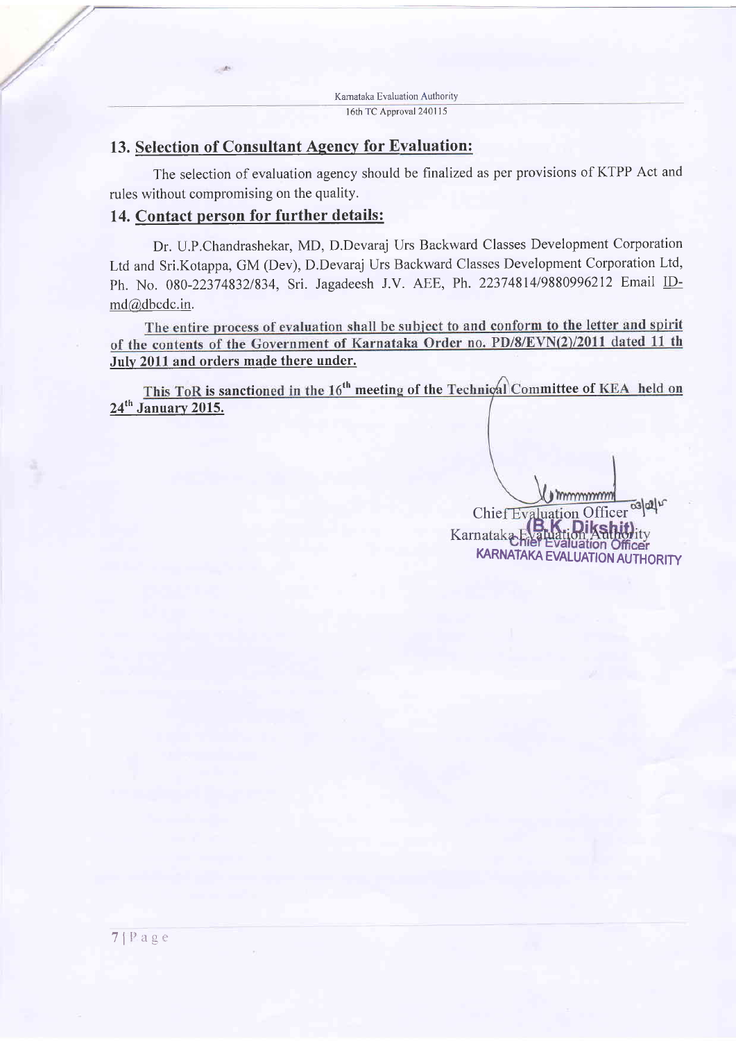## 13. Selection of Consultant Agency for Evaluation:

The selection of evaluation agency should be finalized as per provisions of KTPP Act and rules without compromising on the quality.

## 14. Contact person for further details:

Dr. U.P.Chandrashekar, MD, D.Devaraj Urs Backward Classes Development Corporation Ltd and Sri.Kotappa, GM (Dev), D.Devaraj Urs Backward Classes Development Corporation Ltd, Ph. No. 080-22374832/834, Sri. Jagadeesh J.V. AEE, Ph. 22374814/9880996212 Email ID-md@dbcdc.in.

**The entire process of evaluation shall be subject to and conform to the letter and spirit of the contents of the Government of Karnataka Order no. PD/8/EVN(2)/2011 dated 11 th July 2011 and orders made there under.**

**This ToR is sanctioned in the 16th meeting of the Technical Committee of KEA held on 24th January 2015.**

Chief Evaluation Officer 03/02/15
Karnataka Evaluation Authority

(B.K. Dikshit)
Chief Evaluation Officer
KARNATAKA EVALUATION AUTHORITY